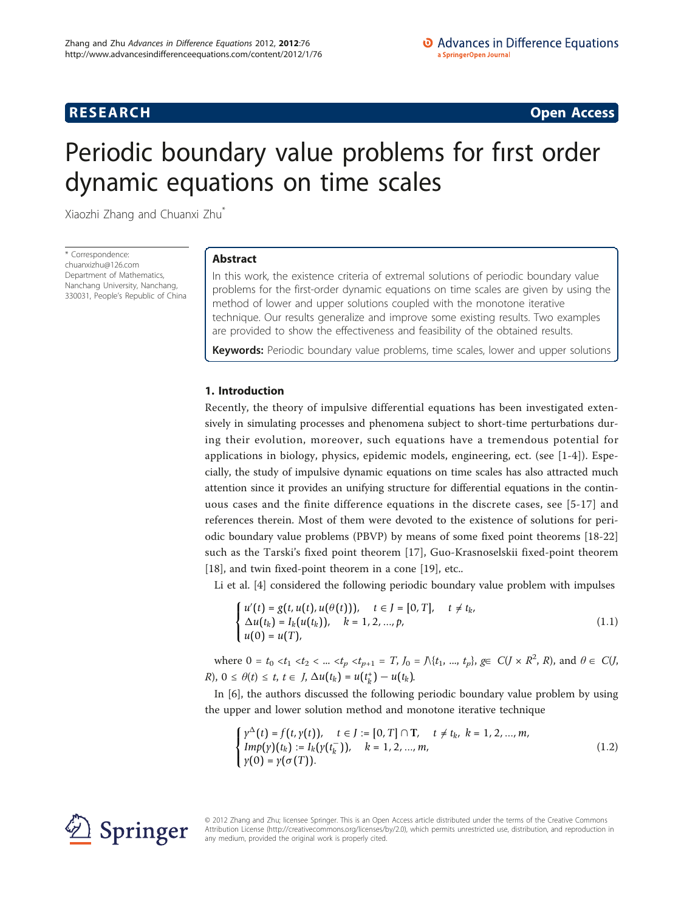RESEARCH Open Access

# Periodic boundary value problems for first order dynamic equations on time scales

Xiaozhi Zhang and Chuanxi Zhu*

\* Correspondence: chuanxizhu@126.com
Department of Mathematics, Nanchang University, Nanchang, 330031, People's Republic of China

## Abstract

In this work, the existence criteria of extremal solutions of periodic boundary value problems for the first-order dynamic equations on time scales are given by using the method of lower and upper solutions coupled with the monotone iterative technique. Our results generalize and improve some existing results. Two examples are provided to show the effectiveness and feasibility of the obtained results.

**Keywords:** Periodic boundary value problems, time scales, lower and upper solutions

## 1. Introduction

Recently, the theory of impulsive differential equations has been investigated extensively in simulating processes and phenomena subject to short-time perturbations during their evolution, moreover, such equations have a tremendous potential for applications in biology, physics, epidemic models, engineering, ect. (see [1-4]). Especially, the study of impulsive dynamic equations on time scales has also attracted much attention since it provides an unifying structure for differential equations in the continuous cases and the finite difference equations in the discrete cases, see [5-17] and references therein. Most of them were devoted to the existence of solutions for periodic boundary value problems (PBVP) by means of some fixed point theorems [18-22] such as the Tarski's fixed point theorem [17], Guo-Krasnoselskii fixed-point theorem [18], and twin fixed-point theorem in a cone [19], etc..

Li et al. [4] considered the following periodic boundary value problem with impulses

$$\begin{cases} u'(t) = g(t, u(t), u(\theta(t))), & t \in J = [0, T], \quad t \neq t_k, \\ \Delta u(t_k) = I_k(u(t_k)), & k = 1, 2, \ldots, p, \\ u(0) = u(T), \end{cases} \tag{1.1}$$

where $0 = t_0 < t_1 < t_2 < \ldots < t_p < t_{p+1} = T$, $J_0 = J \backslash \{t_1, \ldots, t_p\}$, $g \in C(J \times R^2, R)$, and $\theta \in C(J, R)$, $0 \leq \theta(t) \leq t$, $t \in J$, $\Delta u(t_k) = u(t_k^+) - u(t_k)$.

In [6], the authors discussed the following periodic boundary value problem by using the upper and lower solution method and monotone iterative technique

$$\begin{cases} y^{\Delta}(t) = f(t, y(t)), & t \in J := [0, T] \cap \mathbf{T}, \quad t \neq t_k, \; k = 1, 2, \ldots, m, \\ Imp(y)(t_k) := I_k(y(t_k^-)), & k = 1, 2, \ldots, m, \\ y(0) = y(\sigma(T)). \end{cases} \tag{1.2}$$

© 2012 Zhang and Zhu; licensee Springer. This is an Open Access article distributed under the terms of the Creative Commons Attribution License (http://creativecommons.org/licenses/by/2.0), which permits unrestricted use, distribution, and reproduction in any medium, provided the original work is properly cited.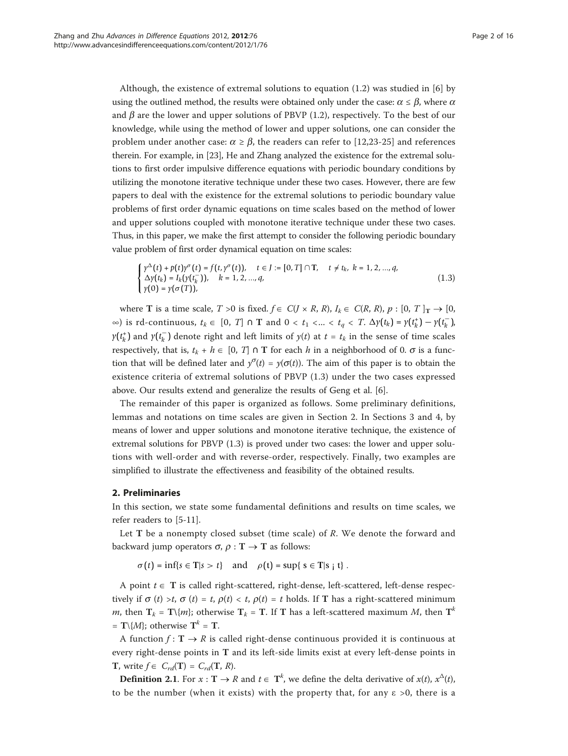Although, the existence of extremal solutions to equation (1.2) was studied in [6] by using the outlined method, the results were obtained only under the case: $\alpha \leq \beta$, where $\alpha$ and $\beta$ are the lower and upper solutions of PBVP (1.2), respectively. To the best of our knowledge, while using the method of lower and upper solutions, one can consider the problem under another case: $\alpha \geq \beta$, the readers can refer to [12,23-25] and references therein. For example, in [23], He and Zhang analyzed the existence for the extremal solutions to first order impulsive difference equations with periodic boundary conditions by utilizing the monotone iterative technique under these two cases. However, there are few papers to deal with the existence for the extremal solutions to periodic boundary value problems of first order dynamic equations on time scales based on the method of lower and upper solutions coupled with monotone iterative technique under these two cases. Thus, in this paper, we make the first attempt to consider the following periodic boundary value problem of first order dynamical equation on time scales:

$$
\begin{cases} y^{\Delta}(t) + p(t)y^{\sigma}(t) = f(t, y^{\sigma}(t)), \quad t \in J := [0, T] \cap \mathbf{T}, \quad t \neq t_k,\ k = 1, 2, \ldots, q, \\ \Delta y(t_k) = I_k(y(t_k^-)), \quad k = 1, 2, \ldots, q, \\ y(0) = y(\sigma(T)), \end{cases} \tag{1.3}
$$

where $\mathbf{T}$ is a time scale, $T > 0$ is fixed. $f \in C(J \times R, R)$, $I_k \in C(R, R)$, $p : [0, T]_{\mathbf{T}} \to [0, \infty)$ is rd-continuous, $t_k \in [0, T] \cap \mathbf{T}$ and $0 < t_1 < \ldots < t_q < T$. $\Delta y(t_k) = y(t_k^+) - y(t_k^-)$, $y(t_k^+)$ and $y(t_k^-)$ denote right and left limits of $y(t)$ at $t = t_k$ in the sense of time scales respectively, that is, $t_k + h \in [0, T] \cap \mathbf{T}$ for each $h$ in a neighborhood of 0. $\sigma$ is a function that will be defined later and $y^{\sigma}(t) = y(\sigma(t))$. The aim of this paper is to obtain the existence criteria of extremal solutions of PBVP (1.3) under the two cases expressed above. Our results extend and generalize the results of Geng et al. [6].

The remainder of this paper is organized as follows. Some preliminary definitions, lemmas and notations on time scales are given in Section 2. In Sections 3 and 4, by means of lower and upper solutions and monotone iterative technique, the existence of extremal solutions for PBVP (1.3) is proved under two cases: the lower and upper solutions with well-order and with reverse-order, respectively. Finally, two examples are simplified to illustrate the effectiveness and feasibility of the obtained results.

## 2. Preliminaries

In this section, we state some fundamental definitions and results on time scales, we refer readers to [5-11].

Let $\mathbf{T}$ be a nonempty closed subset (time scale) of $R$. We denote the forward and backward jump operators $\sigma, \rho : \mathbf{T} \to \mathbf{T}$ as follows:

$$
\sigma(t) = \inf\{s \in \mathbf{T} | s > t\} \quad \text{and} \quad \rho(t) = \sup\{ s \in \mathbf{T} | s < t\}.
$$

A point $t \in \mathbf{T}$ is called right-scattered, right-dense, left-scattered, left-dense respectively if $\sigma(t) > t$, $\sigma(t) = t$, $\rho(t) < t$, $\rho(t) = t$ holds. If $\mathbf{T}$ has a right-scattered minimum $m$, then $\mathbf{T}_k = \mathbf{T} \backslash \{m\}$; otherwise $\mathbf{T}_k = \mathbf{T}$. If $\mathbf{T}$ has a left-scattered maximum $M$, then $\mathbf{T}^k = \mathbf{T} \backslash \{M\}$; otherwise $\mathbf{T}^k = \mathbf{T}$.

A function $f : \mathbf{T} \to R$ is called right-dense continuous provided it is continuous at every right-dense points in $\mathbf{T}$ and its left-side limits exist at every left-dense points in $\mathbf{T}$, write $f \in C_{rd}(\mathbf{T}) = C_{rd}(\mathbf{T}, R)$.

**Definition 2.1**. For $x : \mathbf{T} \to R$ and $t \in \mathbf{T}^k$, we define the delta derivative of $x(t)$, $x^{\Delta}(t)$, to be the number (when it exists) with the property that, for any $\varepsilon > 0$, there is a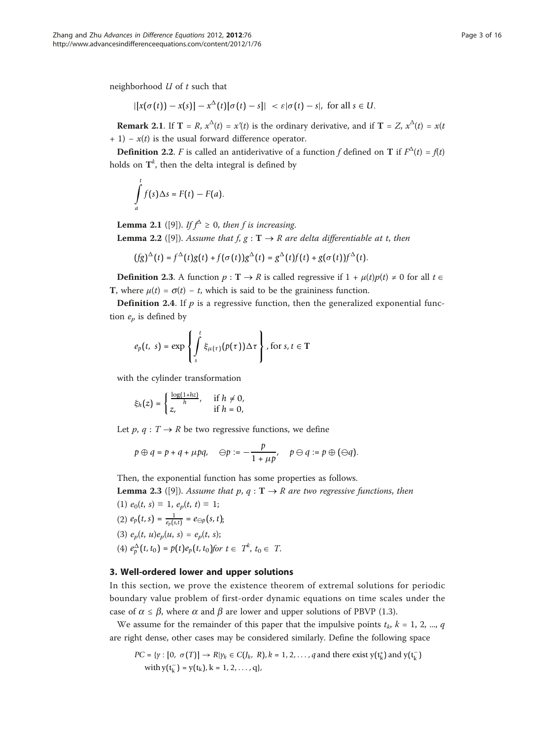neighborhood $U$ of $t$ such that

$$|[x(\sigma(t)) - x(s)] - x^{\Delta}(t)[\sigma(t) - s]| < \varepsilon|\sigma(t) - s|, \text{ for all } s \in U.$$

**Remark 2.1**. If $\mathbf{T} = R$, $x^{\Delta}(t) = x'(t)$ is the ordinary derivative, and if $\mathbf{T} = Z$, $x^{\Delta}(t) = x(t + 1) - x(t)$ is the usual forward difference operator.

**Definition 2.2**. $F$ is called an antiderivative of a function $f$ defined on $\mathbf{T}$ if $F^{\Delta}(t) = f(t)$ holds on $\mathbf{T}^k$, then the delta integral is defined by

$$\int_a^t f(s)\Delta s = F(t) - F(a).$$

**Lemma 2.1** ([9]). *If $f^{\Delta} \geq 0$, then $f$ is increasing.*

**Lemma 2.2** ([9]). *Assume that $f, g : \mathbf{T} \to R$ are delta differentiable at $t$, then*

$$(fg)^{\Delta}(t) = f^{\Delta}(t)g(t) + f(\sigma(t))g^{\Delta}(t) = g^{\Delta}(t)f(t) + g(\sigma(t))f^{\Delta}(t).$$

**Definition 2.3**. A function $p : \mathbf{T} \to R$ is called regressive if $1 + \mu(t)p(t) \neq 0$ for all $t \in \mathbf{T}$, where $\mu(t) = \sigma(t) - t$, which is said to be the graininess function.

**Definition 2.4**. If $p$ is a regressive function, then the generalized exponential function $e_p$ is defined by

$$e_p(t, s) = \exp\left\{\int_s^t \xi_{\mu(\tau)}(p(\tau))\Delta\tau\right\}, \text{for } s, t \in \mathbf{T}$$

with the cylinder transformation

$$\xi_h(z) = \begin{cases} \frac{\log(1+hz)}{h}, & \text{if } h \neq 0, \\ z, & \text{if } h = 0, \end{cases}$$

Let $p, q : T \to R$ be two regressive functions, we define

$$p \oplus q = p + q + \mu pq, \quad \ominus p := -\frac{p}{1 + \mu p}, \quad p \ominus q := p \oplus (\ominus q).$$

Then, the exponential function has some properties as follows.

**Lemma 2.3** ([9]). *Assume that $p, q : \mathbf{T} \to R$ are two regressive functions, then*

(1) $e_0(t, s) \equiv 1$, $e_p(t, t) \equiv 1$;

(2) $e_p(t, s) = \frac{1}{e_p(s,t)} = e_{\ominus p}(s, t)$;

(3) $e_p(t, u)e_p(u, s) = e_p(t, s)$;

(4) $e_p^{\Delta}(t, t_0) = p(t)e_p(t, t_0)$ *for* $t \in T^k$, $t_0 \in T$.

## 3. Well-ordered lower and upper solutions

In this section, we prove the existence theorem of extremal solutions for periodic boundary value problem of first-order dynamic equations on time scales under the case of $\alpha \leq \beta$, where $\alpha$ and $\beta$ are lower and upper solutions of PBVP (1.3).

We assume for the remainder of this paper that the impulsive points $t_k$, $k = 1, 2, ..., q$ are right dense, other cases may be considered similarly. Define the following space

$$PC = \{y : [0, \sigma(T)] \to R | y_k \in C(J_k, R), k = 1, 2, \ldots, q \text{ and there exist } y(t_k^+) \text{ and } y(t_k^-) \text{ with } y(t_k^-) = y(t_k), k = 1, 2, \ldots, q\},$$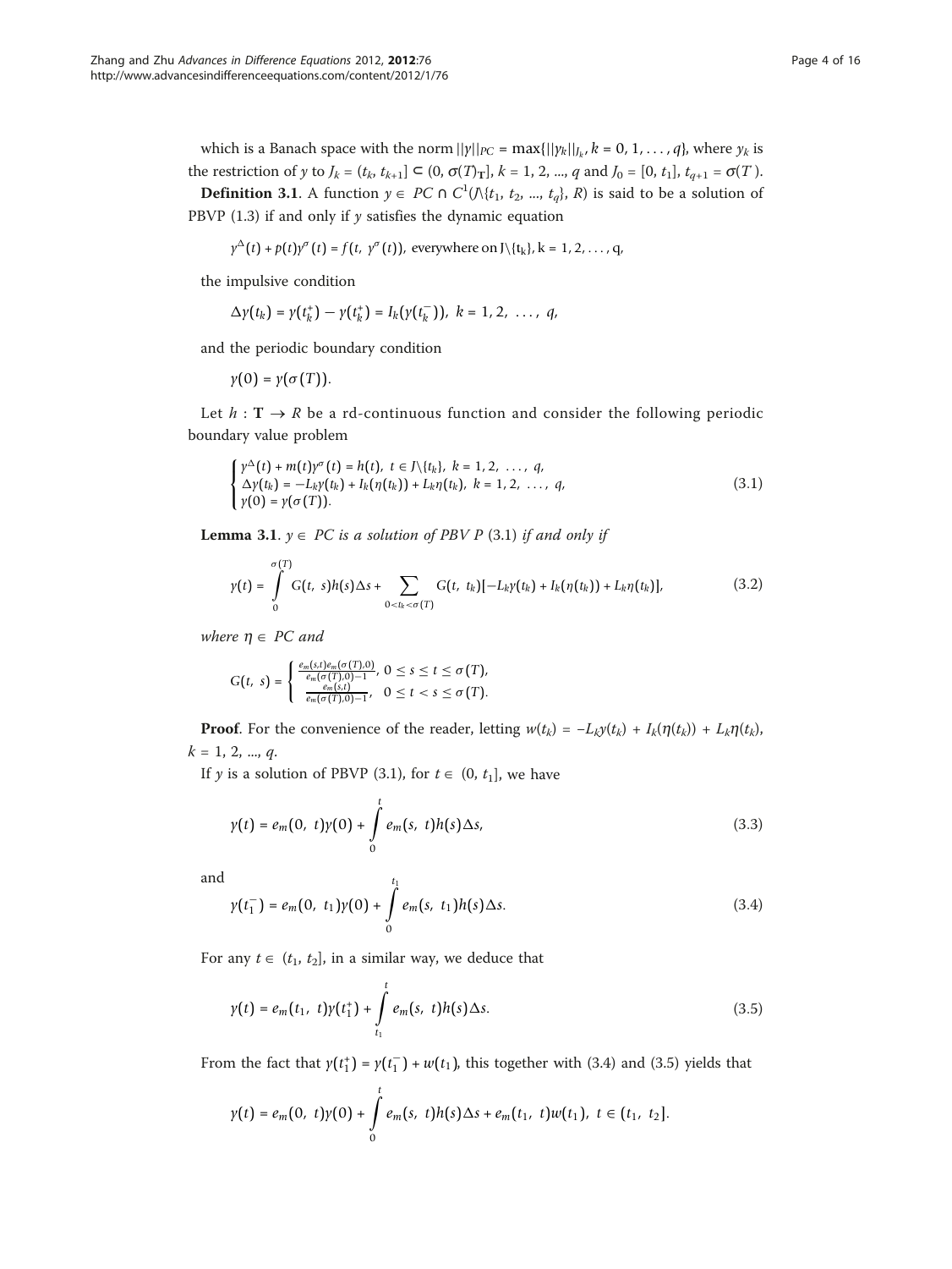which is a Banach space with the norm $||y||_{PC} = \max\{||y_k||_{J_k}, k = 0, 1, \ldots, q\}$, where $y_k$ is the restriction of $y$ to $J_k = (t_k, t_{k+1}] \subset (0, \sigma(T)_{\mathbf{T}}]$, $k = 1, 2, ..., q$ and $J_0 = [0, t_1]$, $t_{q+1} = \sigma(T)$.

**Definition 3.1**. A function $y \in PC \cap C^1(J\backslash\{t_1, t_2, ..., t_q\}, R)$ is said to be a solution of PBVP (1.3) if and only if $y$ satisfies the dynamic equation

$$y^{\Delta}(t) + p(t)y^{\sigma}(t) = f(t, y^{\sigma}(t)), \text{ everywhere on } J\backslash\{t_k\}, k = 1, 2, \ldots, q,$$

the impulsive condition

$$\Delta y(t_k) = y(t_k^+) - y(t_k^+) = I_k(y(t_k^-)), \; k = 1, 2, \; \ldots, \; q,$$

and the periodic boundary condition

$$y(0) = y(\sigma(T)).$$

Let $h : \mathbf{T} \to R$ be a rd-continuous function and consider the following periodic boundary value problem

$$\begin{cases} y^{\Delta}(t) + m(t)y^{\sigma}(t) = h(t), \; t \in J\backslash\{t_k\}, \; k = 1, 2, \; \ldots, \; q, \\ \Delta y(t_k) = -L_k y(t_k) + I_k(\eta(t_k)) + L_k\eta(t_k), \; k = 1, 2, \; \ldots, \; q, \\ y(0) = y(\sigma(T)). \end{cases} \tag{3.1}$$

**Lemma 3.1**. *$y \in PC$ is a solution of PBV P (3.1) if and only if*

$$y(t) = \int_0^{\sigma(T)} G(t, s)h(s)\Delta s + \sum_{0<t_k<\sigma(T)} G(t, t_k)[-L_k y(t_k) + I_k(\eta(t_k)) + L_k\eta(t_k)], \tag{3.2}$$

*where $\eta \in PC$ and*

$$G(t, s) = \begin{cases} \frac{e_m(s,t)e_m(\sigma(T),0)}{e_m(\sigma(T),0)-1}, \; 0 \le s \le t \le \sigma(T), \\ \frac{e_m(s,t)}{e_m(\sigma(T),0)-1}, \quad 0 \le t < s \le \sigma(T). \end{cases}$$

**Proof**. For the convenience of the reader, letting $w(t_k) = -L_k y(t_k) + I_k(\eta(t_k)) + L_k\eta(t_k)$, $k = 1, 2, ..., q$.

If $y$ is a solution of PBVP (3.1), for $t \in (0, t_1]$, we have

$$y(t) = e_m(0, t)y(0) + \int_0^t e_m(s, t)h(s)\Delta s, \tag{3.3}$$

and

$$y(t_1^-) = e_m(0, t_1)y(0) + \int_0^{t_1} e_m(s, t_1)h(s)\Delta s. \tag{3.4}$$

For any $t \in (t_1, t_2]$, in a similar way, we deduce that

$$y(t) = e_m(t_1, t)y(t_1^+) + \int_{t_1}^t e_m(s, t)h(s)\Delta s. \tag{3.5}$$

From the fact that $y(t_1^+) = y(t_1^-) + w(t_1)$, this together with (3.4) and (3.5) yields that

$$y(t) = e_m(0, t)y(0) + \int_0^t e_m(s, t)h(s)\Delta s + e_m(t_1, t)w(t_1), \; t \in (t_1, t_2].$$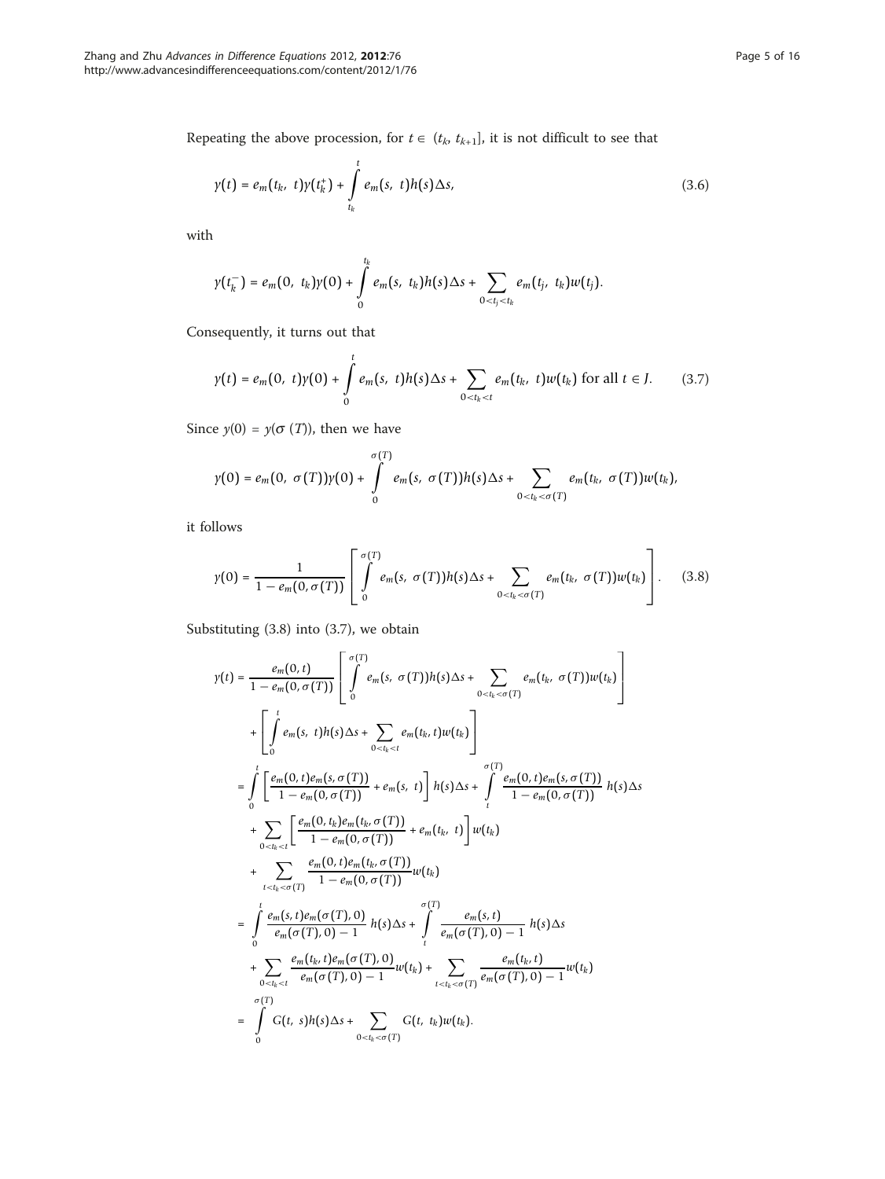Repeating the above procession, for $t \in (t_k, t_{k+1}]$, it is not difficult to see that

$$y(t) = e_m(t_k, t)y(t_k^+) + \int_{t_k}^{t} e_m(s, t)h(s)\Delta s, \tag{3.6}$$

with

$$y(t_k^-) = e_m(0, t_k)y(0) + \int_0^{t_k} e_m(s, t_k)h(s)\Delta s + \sum_{0<t_j<t_k} e_m(t_j, t_k)w(t_j).$$

Consequently, it turns out that

$$y(t) = e_m(0, t)y(0) + \int_0^{t} e_m(s, t)h(s)\Delta s + \sum_{0<t_k<t} e_m(t_k, t)w(t_k) \text{ for all } t \in J. \tag{3.7}$$

Since $y(0) = y(\sigma(T))$, then we have

$$y(0) = e_m(0, \sigma(T))y(0) + \int_0^{\sigma(T)} e_m(s, \sigma(T))h(s)\Delta s + \sum_{0<t_k<\sigma(T)} e_m(t_k, \sigma(T))w(t_k),$$

it follows

$$y(0) = \frac{1}{1 - e_m(0, \sigma(T))}\left[\int_0^{\sigma(T)} e_m(s, \sigma(T))h(s)\Delta s + \sum_{0<t_k<\sigma(T)} e_m(t_k, \sigma(T))w(t_k)\right]. \tag{3.8}$$

Substituting (3.8) into (3.7), we obtain

$$\begin{aligned}
y(t) &= \frac{e_m(0,t)}{1 - e_m(0, \sigma(T))}\left[\int_0^{\sigma(T)} e_m(s, \sigma(T))h(s)\Delta s + \sum_{0<t_k<\sigma(T)} e_m(t_k, \sigma(T))w(t_k)\right] \\
&\quad + \left[\int_0^{t} e_m(s, t)h(s)\Delta s + \sum_{0<t_k<t} e_m(t_k, t)w(t_k)\right] \\
&= \int_0^{t}\left[\frac{e_m(0,t)e_m(s,\sigma(T))}{1 - e_m(0, \sigma(T))} + e_m(s, t)\right]h(s)\Delta s + \int_t^{\sigma(T)} \frac{e_m(0,t)e_m(s,\sigma(T))}{1 - e_m(0, \sigma(T))}\, h(s)\Delta s \\
&\quad + \sum_{0<t_k<t}\left[\frac{e_m(0,t_k)e_m(t_k,\sigma(T))}{1 - e_m(0, \sigma(T))} + e_m(t_k, t)\right]w(t_k) \\
&\quad + \sum_{t<t_k<\sigma(T)} \frac{e_m(0,t)e_m(t_k,\sigma(T))}{1 - e_m(0, \sigma(T))}w(t_k) \\
&= \int_0^{t} \frac{e_m(s,t)e_m(\sigma(T),0)}{e_m(\sigma(T),0) - 1}\, h(s)\Delta s + \int_t^{\sigma(T)} \frac{e_m(s,t)}{e_m(\sigma(T),0) - 1}\, h(s)\Delta s \\
&\quad + \sum_{0<t_k<t} \frac{e_m(t_k,t)e_m(\sigma(T),0)}{e_m(\sigma(T),0) - 1}w(t_k) + \sum_{t<t_k<\sigma(T)} \frac{e_m(t_k,t)}{e_m(\sigma(T),0) - 1}w(t_k) \\
&= \int_0^{\sigma(T)} G(t, s)h(s)\Delta s + \sum_{0<t_k<\sigma(T)} G(t, t_k)w(t_k).
\end{aligned}$$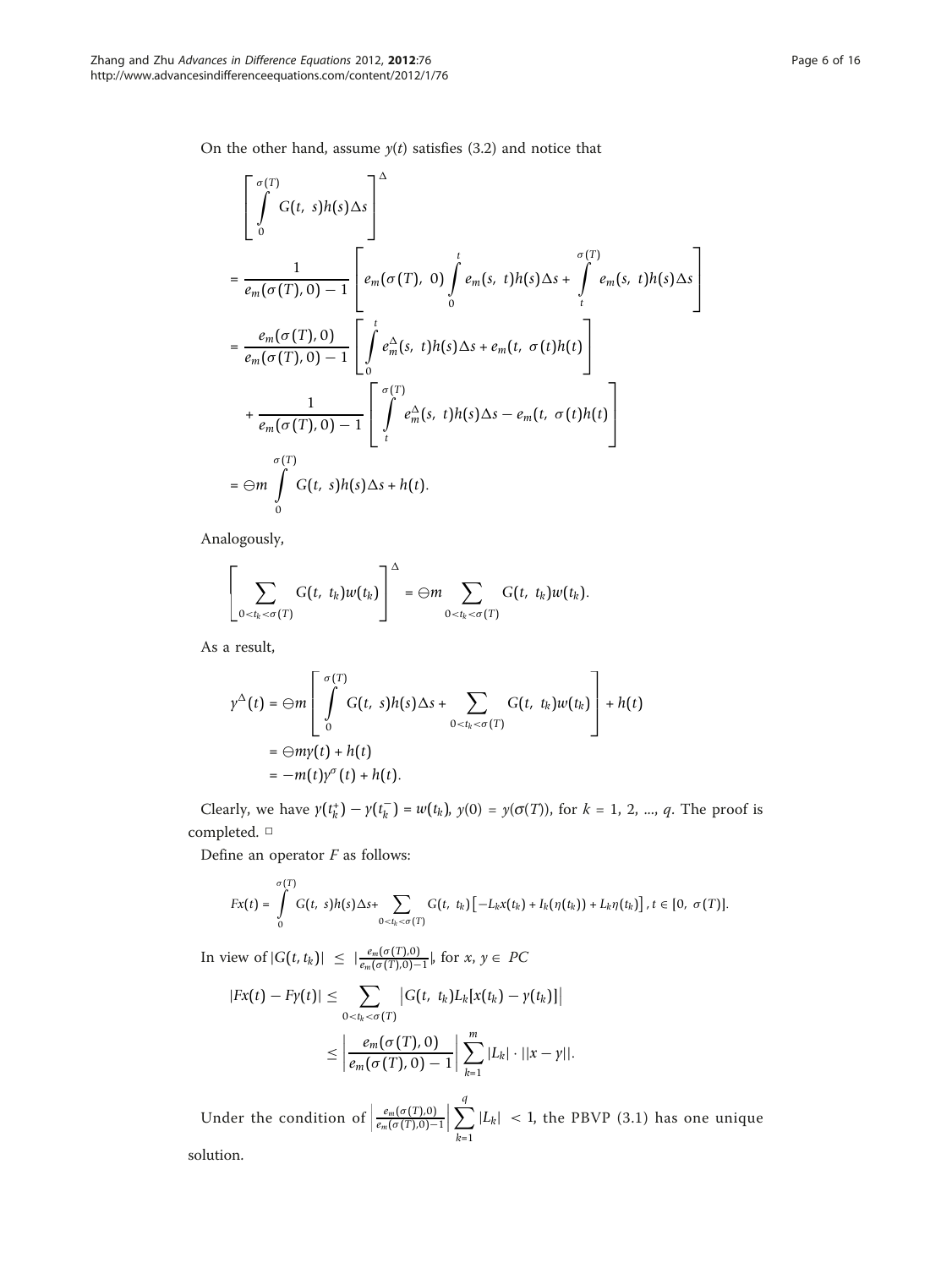On the other hand, assume $y(t)$ satisfies (3.2) and notice that

$$
\begin{aligned}
&\left[\int_0^{\sigma(T)} G(t,\ s)h(s)\Delta s\right]^{\Delta} \\
&= \frac{1}{e_m(\sigma(T), 0) - 1}\left[e_m(\sigma(T),\ 0)\int_0^t e_m(s,\ t)h(s)\Delta s + \int_t^{\sigma(T)} e_m(s,\ t)h(s)\Delta s\right] \\
&= \frac{e_m(\sigma(T), 0)}{e_m(\sigma(T), 0) - 1}\left[\int_0^t e_m^{\Delta}(s,\ t)h(s)\Delta s + e_m(t,\ \sigma(t)h(t)\right] \\
&\quad + \frac{1}{e_m(\sigma(T), 0) - 1}\left[\int_t^{\sigma(T)} e_m^{\Delta}(s,\ t)h(s)\Delta s - e_m(t,\ \sigma(t)h(t)\right] \\
&= \ominus m \int_0^{\sigma(T)} G(t,\ s)h(s)\Delta s + h(t).
\end{aligned}
$$

Analogously,

$$
\left[\sum_{0<t_k<\sigma(T)} G(t,\ t_k)w(t_k)\right]^{\Delta} = \ominus m \sum_{0<t_k<\sigma(T)} G(t,\ t_k)w(t_k).
$$

As a result,

$$
\begin{aligned}
y^{\Delta}(t) &= \ominus m\left[\int_0^{\sigma(T)} G(t,\ s)h(s)\Delta s + \sum_{0<t_k<\sigma(T)} G(t,\ t_k)w(t_k)\right] + h(t) \\
&= \ominus m y(t) + h(t) \\
&= -m(t)y^{\sigma}(t) + h(t).
\end{aligned}
$$

Clearly, we have $y(t_k^+) - y(t_k^-) = w(t_k)$, $y(0) = y(\sigma(T))$, for $k = 1, 2, ..., q$. The proof is completed. □

Define an operator $F$ as follows:

$$
Fx(t) = \int_0^{\sigma(T)} G(t,\ s)h(s)\Delta s + \sum_{0<t_k<\sigma(T)} G(t,\ t_k)\left[-L_k x(t_k) + I_k(\eta(t_k)) + L_k\eta(t_k)\right],\ t \in [0,\ \sigma(T)].
$$

In view of $|G(t, t_k)| \le |\frac{e_m(\sigma(T),0)}{e_m(\sigma(T),0)-1}|$, for $x,\ y \in PC$

$$
\begin{aligned}
|Fx(t) - Fy(t)| &\le \sum_{0<t_k<\sigma(T)} \left|G(t,\ t_k)L_k[x(t_k) - y(t_k)]\right| \\
&\le \left|\frac{e_m(\sigma(T), 0)}{e_m(\sigma(T), 0) - 1}\right| \sum_{k=1}^{m} |L_k| \cdot ||x - y||.
\end{aligned}
$$

Under the condition of $\left|\frac{e_m(\sigma(T),0)}{e_m(\sigma(T),0)-1}\right| \sum_{k=1}^{q} |L_k| < 1$, the PBVP (3.1) has one unique solution.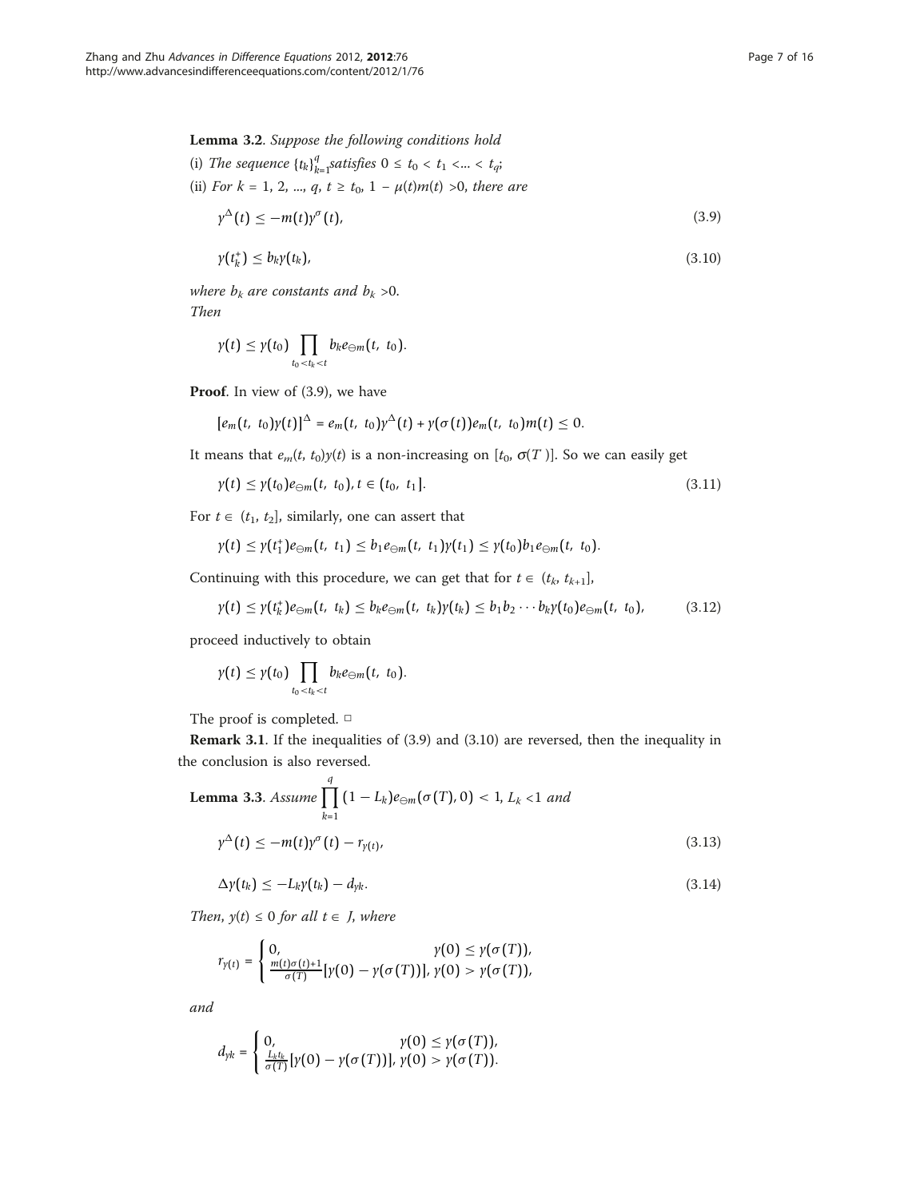**Lemma 3.2**. *Suppose the following conditions hold*

(i) *The sequence* $\{t_k\}_{k=1}^{q}$ *satisfies* $0 \leq t_0 < t_1 < ... < t_q$;

(ii) *For* $k = 1, 2, ..., q$, $t \geq t_0$, $1 - \mu(t)m(t) > 0$, *there are*

$$y^{\Delta}(t) \leq -m(t)y^{\sigma}(t), \tag{3.9}$$

$$y(t_k^+) \leq b_k y(t_k), \tag{3.10}$$

*where* $b_k$ *are constants and* $b_k > 0$.

*Then*

$$y(t) \leq y(t_0) \prod_{t_0 < t_k < t} b_k e_{\ominus m}(t, t_0).$$

**Proof**. In view of (3.9), we have

$$[e_m(t, t_0)y(t)]^{\Delta} = e_m(t, t_0)y^{\Delta}(t) + y(\sigma(t))e_m(t, t_0)m(t) \leq 0.$$

It means that $e_m(t, t_0)y(t)$ is a non-increasing on $[t_0, \sigma(T)]$. So we can easily get

$$y(t) \leq y(t_0)e_{\ominus m}(t, t_0), t \in (t_0, t_1]. \tag{3.11}$$

For $t \in (t_1, t_2]$, similarly, one can assert that

$$y(t) \leq y(t_1^+)e_{\ominus m}(t, t_1) \leq b_1 e_{\ominus m}(t, t_1)y(t_1) \leq y(t_0)b_1 e_{\ominus m}(t, t_0).$$

Continuing with this procedure, we can get that for $t \in (t_k, t_{k+1}]$,

$$y(t) \leq y(t_k^+)e_{\ominus m}(t, t_k) \leq b_k e_{\ominus m}(t, t_k)y(t_k) \leq b_1 b_2 \cdots b_k y(t_0)e_{\ominus m}(t, t_0), \tag{3.12}$$

proceed inductively to obtain

$$y(t) \leq y(t_0) \prod_{t_0 < t_k < t} b_k e_{\ominus m}(t, t_0).$$

The proof is completed. □

**Remark 3.1**. If the inequalities of (3.9) and (3.10) are reversed, then the inequality in the conclusion is also reversed.

**Lemma 3.3**. *Assume* $\prod_{k=1}^{q} (1 - L_k)e_{\ominus m}(\sigma(T), 0) < 1$, $L_k < 1$ *and*

$$y^{\Delta}(t) \leq -m(t)y^{\sigma}(t) - r_{y(t)}, \tag{3.13}$$

$$\Delta y(t_k) \leq -L_k y(t_k) - d_{yk}. \tag{3.14}$$

*Then*, $y(t) \leq 0$ *for all* $t \in J$, *where*

$$r_{y(t)} = \begin{cases} 0, & y(0) \leq y(\sigma(T)), \\ \frac{m(t)\sigma(t)+1}{\sigma(T)}[y(0) - y(\sigma(T))], & y(0) > y(\sigma(T)), \end{cases}$$

*and*

$$d_{yk} = \begin{cases} 0, & y(0) \leq y(\sigma(T)), \\ \frac{L_k t_k}{\sigma(T)}[y(0) - y(\sigma(T))], & y(0) > y(\sigma(T)). \end{cases}$$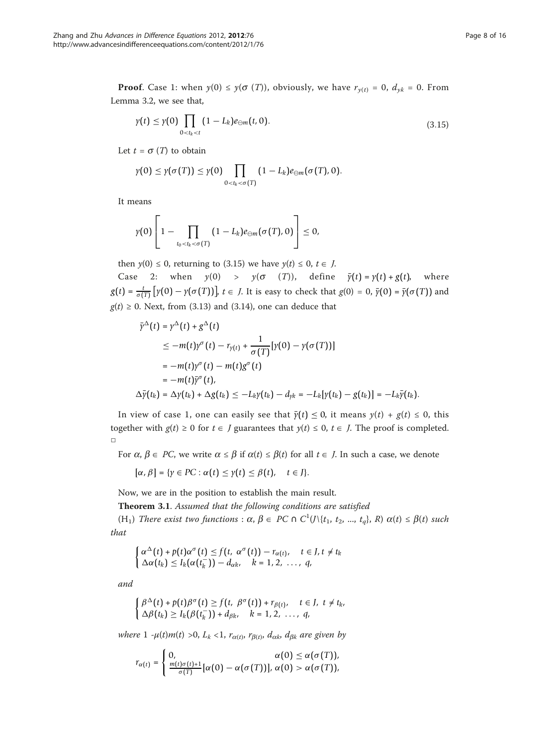**Proof**. Case 1: when $y(0) \le y(\sigma(T))$, obviously, we have $r_{y(t)} = 0$, $d_{yk} = 0$. From Lemma 3.2, we see that,

$$y(t) \le y(0) \prod_{0<t_k<t} (1 - L_k) e_{\ominus m}(t, 0). \tag{3.15}$$

Let $t = \sigma(T)$ to obtain

$$y(0) \le y(\sigma(T)) \le y(0) \prod_{0<t_k<\sigma(T)} (1 - L_k) e_{\ominus m}(\sigma(T), 0).$$

It means

$$y(0)\left[1 - \prod_{t_0<t_k<\sigma(T)} (1 - L_k) e_{\ominus m}(\sigma(T), 0)\right] \le 0,$$

then $y(0) \le 0$, returning to (3.15) we have $y(t) \le 0$, $t \in J$.

Case 2: when $y(0) > y(\sigma(T))$, define $\bar{y}(t) = y(t) + g(t)$, where $g(t) = \frac{t}{\sigma(T)}\left[y(0) - y(\sigma(T))\right]$, $t \in J$. It is easy to check that $g(0) = 0$, $\bar{y}(0) = \bar{y}(\sigma(T))$ and $g(t) \ge 0$. Next, from (3.13) and (3.14), one can deduce that

$$\begin{aligned}
\bar{y}^{\Delta}(t) &= y^{\Delta}(t) + g^{\Delta}(t) \\
&\le -m(t) y^{\sigma}(t) - r_{y(t)} + \frac{1}{\sigma(T)}[y(0) - y(\sigma(T))] \\
&= -m(t) y^{\sigma}(t) - m(t) g^{\sigma}(t) \\
&= -m(t) \bar{y}^{\sigma}(t), \\
\Delta \bar{y}(t_k) &= \Delta y(t_k) + \Delta g(t_k) \le -L_k y(t_k) - d_{yk} = -L_k[y(t_k) - g(t_k)] = -L_k \bar{y}(t_k).
\end{aligned}$$

In view of case 1, one can easily see that $\bar{y}(t) \le 0$, it means $y(t) + g(t) \le 0$, this together with $g(t) \ge 0$ for $t \in J$ guarantees that $y(t) \le 0$, $t \in J$. The proof is completed. □

For $\alpha, \beta \in PC$, we write $\alpha \le \beta$ if $\alpha(t) \le \beta(t)$ for all $t \in J$. In such a case, we denote

$$[\alpha, \beta] = \{y \in PC : \alpha(t) \le y(t) \le \beta(t), \quad t \in J\}.$$

Now, we are in the position to establish the main result.

**Theorem 3.1**. *Assumed that the following conditions are satisfied*

($H_1$) *There exist two functions* : $\alpha, \beta \in PC \cap C^1(J \backslash \{t_1, t_2, ..., t_q\}, R)$ $\alpha(t) \le \beta(t)$ *such that*

$$\begin{cases} \alpha^{\Delta}(t) + p(t)\alpha^{\sigma}(t) \le f(t, \alpha^{\sigma}(t)) - r_{\alpha(t)}, & t \in J, t \ne t_k \\ \Delta\alpha(t_k) \le I_k(\alpha(t_k^-)) - d_{\alpha k}, & k = 1, 2, \ldots, q, \end{cases}$$

*and*

$$\begin{cases} \beta^{\Delta}(t) + p(t)\beta^{\sigma}(t) \ge f(t, \beta^{\sigma}(t)) + r_{\beta(t)}, & t \in J, t \ne t_k, \\ \Delta\beta(t_k) \ge I_k(\beta(t_k^-)) + d_{\beta k}, & k = 1, 2, \ldots, q, \end{cases}$$

*where* $1 - \mu(t)m(t) > 0$, $L_k < 1$, $r_{\alpha(t)}$, $r_{\beta(t)}$, $d_{\alpha k}$, $d_{\beta k}$ *are given by*

$$r_{\alpha(t)} = \begin{cases} 0, & \alpha(0) \le \alpha(\sigma(T)), \\ \frac{m(t)\sigma(t)+1}{\sigma(T)}[\alpha(0) - \alpha(\sigma(T))], & \alpha(0) > \alpha(\sigma(T)), \end{cases}$$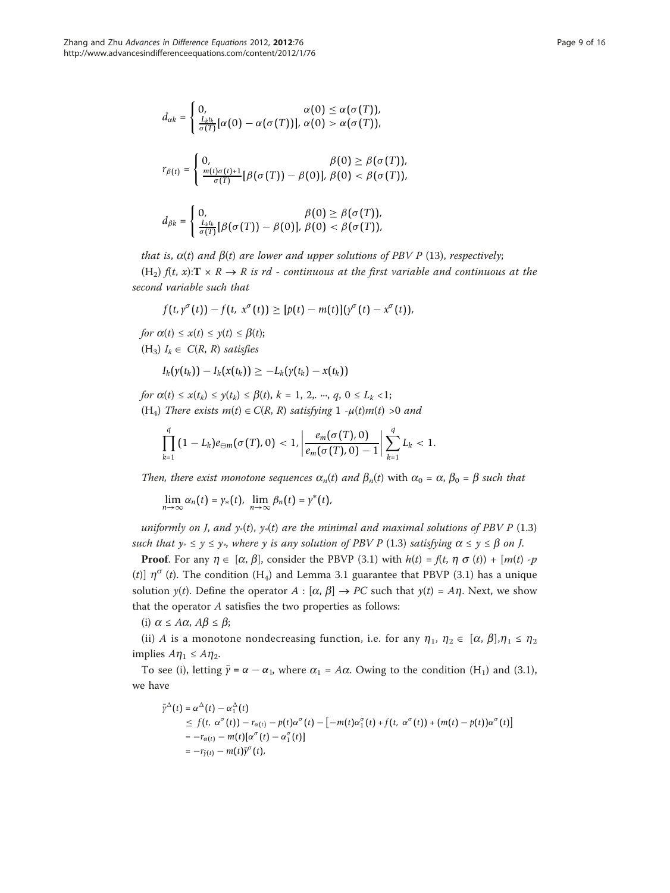$$d_{\alpha k} = \begin{cases} 0, & \alpha(0) \leq \alpha(\sigma(T)), \\ \frac{L_k t_k}{\sigma(T)}[\alpha(0) - \alpha(\sigma(T))], & \alpha(0) > \alpha(\sigma(T)), \end{cases}$$

$$r_{\beta(t)} = \begin{cases} 0, & \beta(0) \geq \beta(\sigma(T)), \\ \frac{m(t)\sigma(t)+1}{\sigma(T)}[\beta(\sigma(T)) - \beta(0)], & \beta(0) < \beta(\sigma(T)), \end{cases}$$

$$d_{\beta k} = \begin{cases} 0, & \beta(0) \geq \beta(\sigma(T)), \\ \frac{L_k t_k}{\sigma(T)}[\beta(\sigma(T)) - \beta(0)], & \beta(0) < \beta(\sigma(T)), \end{cases}$$

*that is, $\alpha(t)$ and $\beta(t)$ are lower and upper solutions of PBV P* (13), *respectively*;

($H_2$) $f(t, x)$:$\mathbf{T} \times R \to R$ *is rd - continuous at the first variable and continuous at the second variable such that*

$$f(t, y^\sigma(t)) - f(t,\ x^\sigma(t)) \geq [p(t) - m(t)](y^\sigma(t) - x^\sigma(t)),$$

*for $\alpha(t) \leq x(t) \leq y(t) \leq \beta(t)$;*

($H_3$) $I_k \in C(R, R)$ *satisfies*

$$I_k(y(t_k)) - I_k(x(t_k)) \geq -L_k(y(t_k) - x(t_k))$$

*for $\alpha(t) \leq x(t_k) \leq y(t_k) \leq \beta(t)$, $k = 1, 2, \cdots, q$, $0 \leq L_k < 1$;*

($H_4$) *There exists $m(t) \in C(R, R)$ satisfying $1 - \mu(t)m(t) > 0$ and*

$$\prod_{k=1}^{q}(1 - L_k)e_{\ominus m}(\sigma(T), 0) < 1, \left|\frac{e_m(\sigma(T), 0)}{e_m(\sigma(T), 0) - 1}\right| \sum_{k=1}^{q} L_k < 1.$$

*Then, there exist monotone sequences $\alpha_n(t)$ and $\beta_n(t)$* with $\alpha_0 = \alpha$, $\beta_0 = \beta$ *such that*

$$\lim_{n\to\infty} \alpha_n(t) = y_*(t),\ \lim_{n\to\infty} \beta_n(t) = y^*(t),$$

*uniformly on J, and $y_*(t)$, $y_*(t)$ are the minimal and maximal solutions of PBV P* (1.3) *such that $y_* \leq y \leq y_*$, where y is any solution of PBV P* (1.3) *satisfying $\alpha \leq y \leq \beta$ on J.*

**Proof**. For any $\eta \in [\alpha, \beta]$, consider the PBVP (3.1) with $h(t) = f(t, \eta^\sigma(t)) + [m(t) - p(t)]\eta^\sigma(t)$. The condition ($H_4$) and Lemma 3.1 guarantee that PBVP (3.1) has a unique solution $y(t)$. Define the operator $A : [\alpha, \beta] \to PC$ such that $y(t) = A\eta$. Next, we show that the operator $A$ satisfies the two properties as follows:

(i) $\alpha \leq A\alpha$, $A\beta \leq \beta$;

(ii) $A$ is a monotone nondecreasing function, i.e. for any $\eta_1, \eta_2 \in [\alpha, \beta], \eta_1 \leq \eta_2$ implies $A\eta_1 \leq A\eta_2$.

To see (i), letting $\bar{y} = \alpha - \alpha_1$, where $\alpha_1 = A\alpha$. Owing to the condition ($H_1$) and (3.1), we have

$$\begin{aligned}
\bar{y}^\Delta(t) &= \alpha^\Delta(t) - \alpha_1^\Delta(t) \\
&\leq f(t,\ \alpha^\sigma(t)) - r_{\alpha(t)} - p(t)\alpha^\sigma(t) - \left[-m(t)\alpha_1^\sigma(t) + f(t,\ \alpha^\sigma(t)) + (m(t) - p(t))\alpha^\sigma(t)\right] \\
&= -r_{\alpha(t)} - m(t)[\alpha^\sigma(t) - \alpha_1^\sigma(t)] \\
&= -r_{\bar{y}(t)} - m(t)\bar{y}^\sigma(t),
\end{aligned}$$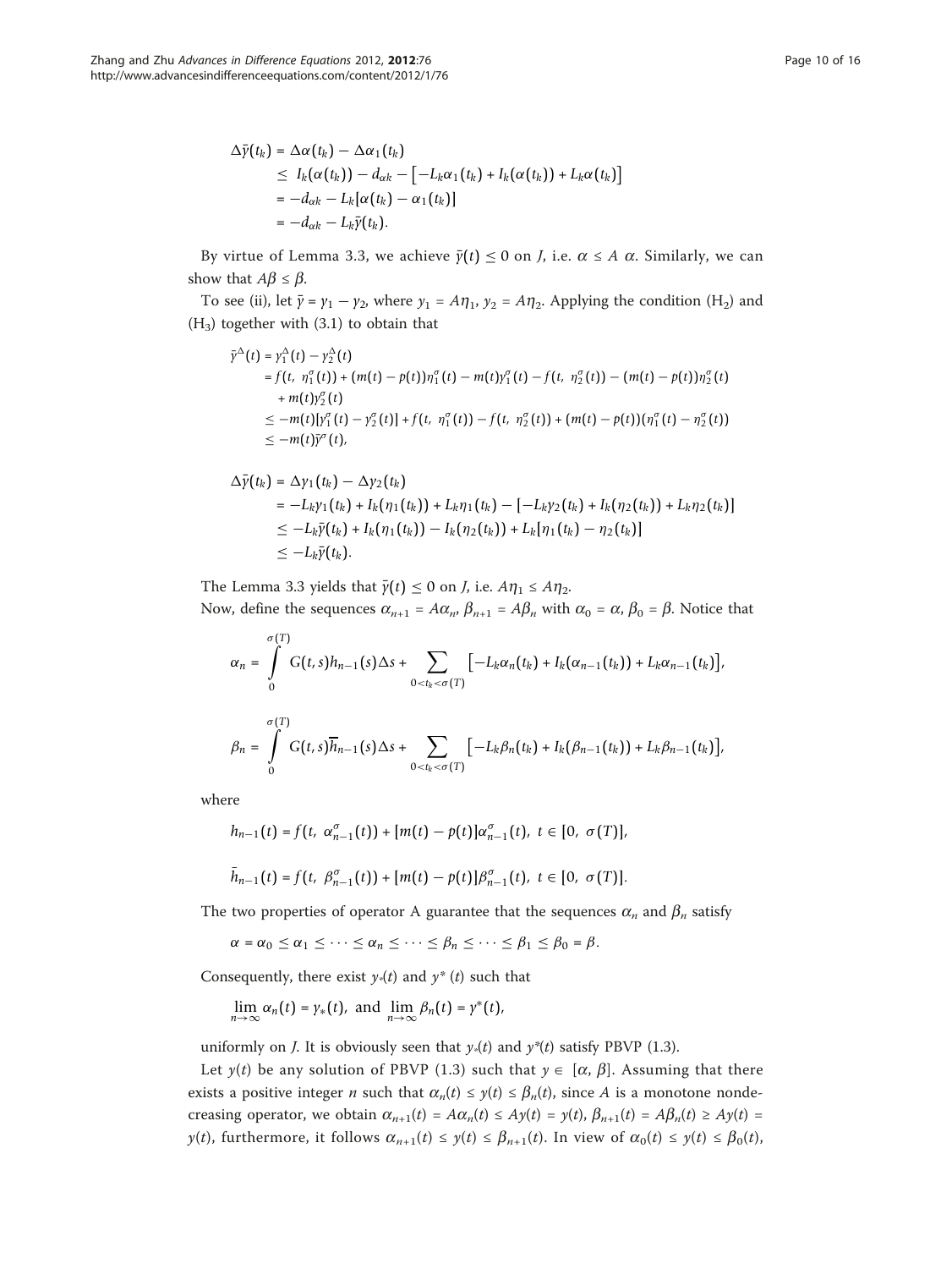$$
\begin{aligned}
\Delta \bar{y}(t_k) &= \Delta \alpha(t_k) - \Delta \alpha_1(t_k) \\
&\leq I_k(\alpha(t_k)) - d_{\alpha k} - \left[-L_k \alpha_1(t_k) + I_k(\alpha(t_k)) + L_k \alpha(t_k)\right] \\
&= -d_{\alpha k} - L_k[\alpha(t_k) - \alpha_1(t_k)] \\
&= -d_{\alpha k} - L_k \bar{y}(t_k).
\end{aligned}
$$

By virtue of Lemma 3.3, we achieve $\bar{y}(t) \leq 0$ on $J$, i.e. $\alpha \leq A\ \alpha$. Similarly, we can show that $A\beta \leq \beta$.

To see (ii), let $\bar{y} = y_1 - y_2$, where $y_1 = A\eta_1$, $y_2 = A\eta_2$. Applying the condition (H$_2$) and (H$_3$) together with (3.1) to obtain that

$$
\begin{aligned}
\bar{y}^{\Delta}(t) &= y_1^{\Delta}(t) - y_2^{\Delta}(t) \\
&= f(t,\ \eta_1^{\sigma}(t)) + (m(t) - p(t))\eta_1^{\sigma}(t) - m(t)y_1^{\sigma}(t) - f(t,\ \eta_2^{\sigma}(t)) - (m(t) - p(t))\eta_2^{\sigma}(t) \\
&\quad + m(t)y_2^{\sigma}(t) \\
&\leq -m(t)[y_1^{\sigma}(t) - y_2^{\sigma}(t)] + f(t,\ \eta_1^{\sigma}(t)) - f(t,\ \eta_2^{\sigma}(t)) + (m(t) - p(t))(\eta_1^{\sigma}(t) - \eta_2^{\sigma}(t)) \\
&\leq -m(t)\bar{y}^{\sigma}(t),
\end{aligned}
$$

$$
\begin{aligned}
\Delta \bar{y}(t_k) &= \Delta y_1(t_k) - \Delta y_2(t_k) \\
&= -L_k y_1(t_k) + I_k(\eta_1(t_k)) + L_k \eta_1(t_k) - \left[-L_k y_2(t_k) + I_k(\eta_2(t_k)) + L_k \eta_2(t_k)\right] \\
&\leq -L_k \bar{y}(t_k) + I_k(\eta_1(t_k)) - I_k(\eta_2(t_k)) + L_k[\eta_1(t_k) - \eta_2(t_k)] \\
&\leq -L_k \bar{y}(t_k).
\end{aligned}
$$

The Lemma 3.3 yields that $\bar{y}(t) \leq 0$ on $J$, i.e. $A\eta_1 \leq A\eta_2$.

Now, define the sequences $\alpha_{n+1} = A\alpha_n$, $\beta_{n+1} = A\beta_n$ with $\alpha_0 = \alpha$, $\beta_0 = \beta$. Notice that

$$
\alpha_n = \int_0^{\sigma(T)} G(t,s)h_{n-1}(s)\Delta s + \sum_{0<t_k<\sigma(T)} \left[-L_k \alpha_n(t_k) + I_k(\alpha_{n-1}(t_k)) + L_k \alpha_{n-1}(t_k)\right],
$$

$$
\beta_n = \int_0^{\sigma(T)} G(t,s)\overline{h}_{n-1}(s)\Delta s + \sum_{0<t_k<\sigma(T)} \left[-L_k \beta_n(t_k) + I_k(\beta_{n-1}(t_k)) + L_k \beta_{n-1}(t_k)\right],
$$

where

$$
h_{n-1}(t) = f(t,\ \alpha_{n-1}^{\sigma}(t)) + [m(t) - p(t)]\alpha_{n-1}^{\sigma}(t),\ t \in [0,\ \sigma(T)],
$$

$$
\bar{h}_{n-1}(t) = f(t,\ \beta_{n-1}^{\sigma}(t)) + [m(t) - p(t)]\beta_{n-1}^{\sigma}(t),\ t \in [0,\ \sigma(T)].
$$

The two properties of operator A guarantee that the sequences $\alpha_n$ and $\beta_n$ satisfy

$$
\alpha = \alpha_0 \leq \alpha_1 \leq \cdots \leq \alpha_n \leq \cdots \leq \beta_n \leq \cdots \leq \beta_1 \leq \beta_0 = \beta.
$$

Consequently, there exist $y_*(t)$ and $y^*(t)$ such that

$$
\lim_{n\to\infty} \alpha_n(t) = y_*(t),\ \text{and}\ \lim_{n\to\infty} \beta_n(t) = y^*(t),
$$

uniformly on $J$. It is obviously seen that $y_*(t)$ and $y^*(t)$ satisfy PBVP (1.3).

Let $y(t)$ be any solution of PBVP (1.3) such that $y \in [\alpha, \beta]$. Assuming that there exists a positive integer $n$ such that $\alpha_n(t) \leq y(t) \leq \beta_n(t)$, since $A$ is a monotone nondecreasing operator, we obtain $\alpha_{n+1}(t) = A\alpha_n(t) \leq Ay(t) = y(t)$, $\beta_{n+1}(t) = A\beta_n(t) \geq Ay(t) = y(t)$, furthermore, it follows $\alpha_{n+1}(t) \leq y(t) \leq \beta_{n+1}(t)$. In view of $\alpha_0(t) \leq y(t) \leq \beta_0(t)$,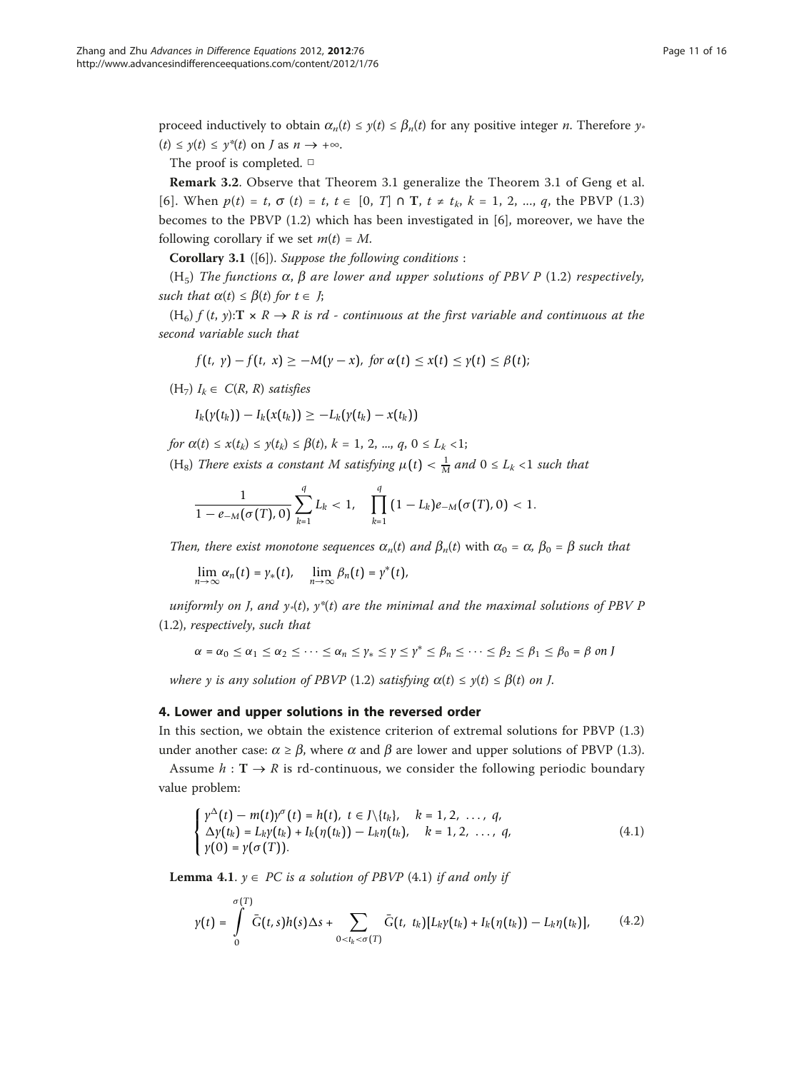proceed inductively to obtain $\alpha_n(t) \le y(t) \le \beta_n(t)$ for any positive integer $n$. Therefore $y_*(t) \le y(t) \le y^*(t)$ on $J$ as $n \to +\infty$.

The proof is completed. □

**Remark 3.2**. Observe that Theorem 3.1 generalize the Theorem 3.1 of Geng et al. [6]. When $p(t) = t$, $\sigma(t) = t$, $t \in [0, T] \cap \mathbf{T}$, $t \ne t_k$, $k = 1, 2, ..., q$, the PBVP (1.3) becomes to the PBVP (1.2) which has been investigated in [6], moreover, we have the following corollary if we set $m(t) = M$.

**Corollary 3.1** ([6]). *Suppose the following conditions* :

($H_5$) *The functions* $\alpha$, $\beta$ *are lower and upper solutions of PBV P* (1.2) *respectively, such that* $\alpha(t) \le \beta(t)$ *for* $t \in J$;

($H_6$) $f(t, y)$:$\mathbf{T} \times R \to R$ *is rd - continuous at the first variable and continuous at the second variable such that*

$$f(t, y) - f(t, x) \ge -M(y - x), \text{ for } \alpha(t) \le x(t) \le y(t) \le \beta(t);$$

($H_7$) $I_k \in C(R, R)$ *satisfies*

$$I_k(y(t_k)) - I_k(x(t_k)) \ge -L_k(y(t_k) - x(t_k))$$

*for* $\alpha(t) \le x(t_k) \le y(t_k) \le \beta(t)$, $k = 1, 2, ..., q$, $0 \le L_k < 1$;

($H_8$) *There exists a constant* $M$ *satisfying* $\mu(t) < \frac{1}{M}$ *and* $0 \le L_k < 1$ *such that*

$$\frac{1}{1 - e_{-M}(\sigma(T), 0)} \sum_{k=1}^{q} L_k < 1, \quad \prod_{k=1}^{q} (1 - L_k) e_{-M}(\sigma(T), 0) < 1.$$

*Then, there exist monotone sequences* $\alpha_n(t)$ *and* $\beta_n(t)$ with $\alpha_0 = \alpha$, $\beta_0 = \beta$ *such that*

$$\lim_{n\to\infty} \alpha_n(t) = y_*(t), \quad \lim_{n\to\infty} \beta_n(t) = y^*(t),$$

*uniformly on* $J$, *and* $y_*(t)$, $y^*(t)$ *are the minimal and the maximal solutions of PBV P* (1.2), *respectively, such that*

$$\alpha = \alpha_0 \le \alpha_1 \le \alpha_2 \le \cdots \le \alpha_n \le y_* \le y \le y^* \le \beta_n \le \cdots \le \beta_2 \le \beta_1 \le \beta_0 = \beta \text{ on } J$$

*where* $y$ *is any solution of PBVP* (1.2) *satisfying* $\alpha(t) \le y(t) \le \beta(t)$ *on* $J$.

## 4. Lower and upper solutions in the reversed order

In this section, we obtain the existence criterion of extremal solutions for PBVP (1.3) under another case: $\alpha \ge \beta$, where $\alpha$ and $\beta$ are lower and upper solutions of PBVP (1.3).

Assume $h : \mathbf{T} \to R$ is rd-continuous, we consider the following periodic boundary value problem:

$$\begin{cases} y^{\Delta}(t) - m(t)y^{\sigma}(t) = h(t), \ t \in J\backslash\{t_k\}, & k = 1, 2, \ldots, q, \\ \Delta y(t_k) = L_k y(t_k) + I_k(\eta(t_k)) - L_k \eta(t_k), & k = 1, 2, \ldots, q, \\ y(0) = y(\sigma(T)). \end{cases} \tag{4.1}$$

**Lemma 4.1**. $y \in PC$ *is a solution of PBVP* (4.1) *if and only if*

$$y(t) = \int_0^{\sigma(T)} \bar{G}(t, s)h(s)\Delta s + \sum_{0<t_k<\sigma(T)} \bar{G}(t, t_k)[L_k y(t_k) + I_k(\eta(t_k)) - L_k \eta(t_k)], \tag{4.2}$$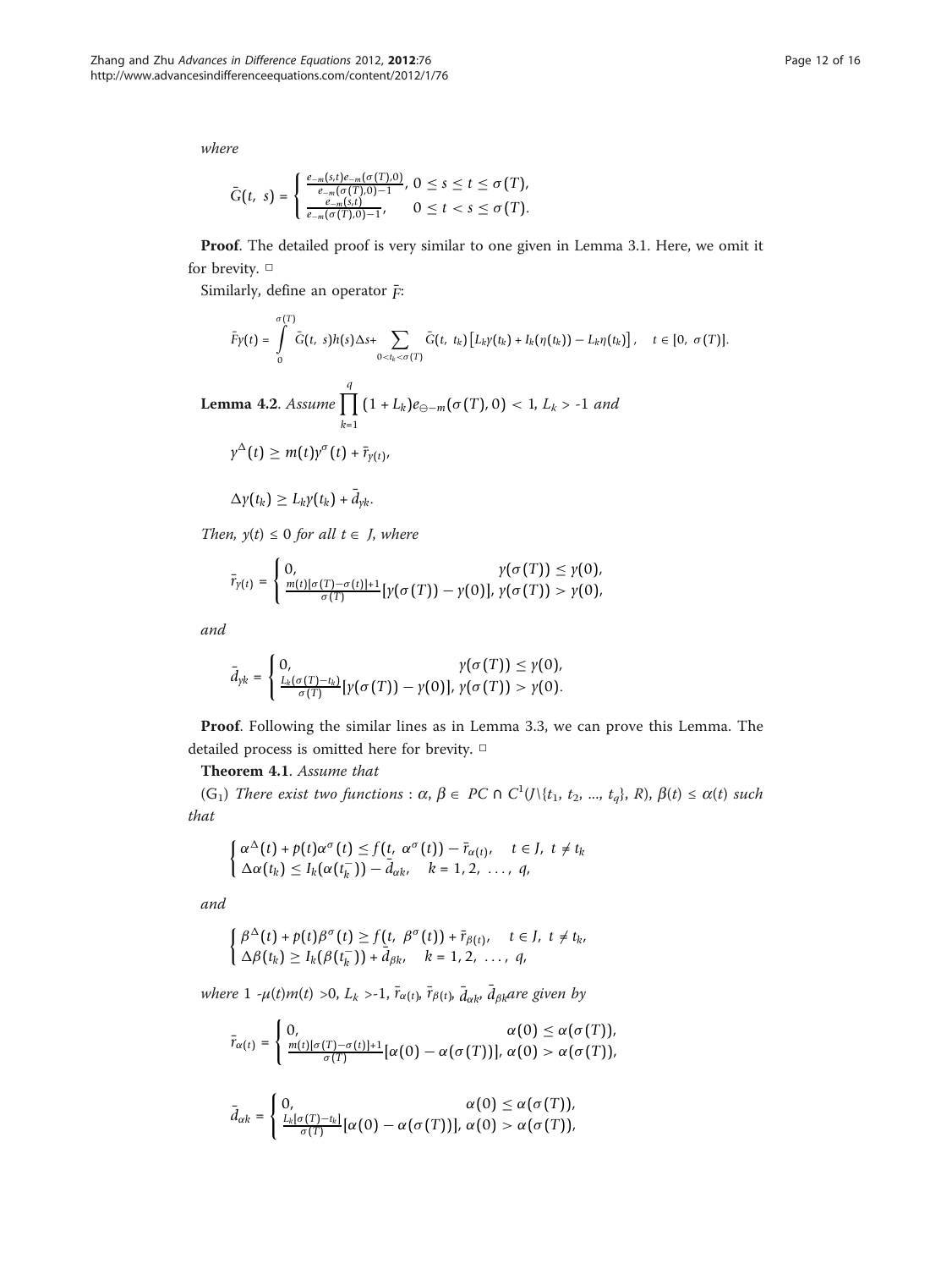*where*

$$\bar{G}(t,\ s) = \begin{cases} \frac{e_{-m}(s,t)e_{-m}(\sigma(T),0)}{e_{-m}(\sigma(T),0)-1}, & 0 \le s \le t \le \sigma(T), \\ \frac{e_{-m}(s,t)}{e_{-m}(\sigma(T),0)-1}, & 0 \le t < s \le \sigma(T). \end{cases}$$

**Proof**. The detailed proof is very similar to one given in Lemma 3.1. Here, we omit it for brevity. □

Similarly, define an operator $\bar{F}$:

$$\bar{F}y(t) = \int_0^{\sigma(T)} \bar{G}(t,\ s)h(s)\Delta s + \sum_{0<t_k<\sigma(T)} \bar{G}(t,\ t_k)\left[L_k y(t_k) + I_k(\eta(t_k)) - L_k\eta(t_k)\right], \quad t \in [0,\ \sigma(T)].$$

**Lemma 4.2**. *Assume* $\prod_{k=1}^{q}(1+L_k)e_{\ominus -m}(\sigma(T),0) < 1$, $L_k > -1$ *and*

$$y^{\Delta}(t) \ge m(t)y^{\sigma}(t) + \bar{r}_{y(t)},$$

$$\Delta y(t_k) \ge L_k y(t_k) + \bar{d}_{yk}.$$

*Then,* $y(t) \le 0$ *for all* $t \in J$, *where*

$$\bar{r}_{y(t)} = \begin{cases} 0, & y(\sigma(T)) \le y(0), \\ \frac{m(t)[\sigma(T)-\sigma(t)]+1}{\sigma(T)}[y(\sigma(T)) - y(0)], & y(\sigma(T)) > y(0), \end{cases}$$

*and*

$$\bar{d}_{yk} = \begin{cases} 0, & y(\sigma(T)) \le y(0), \\ \frac{L_k(\sigma(T)-t_k)}{\sigma(T)}[y(\sigma(T)) - y(0)], & y(\sigma(T)) > y(0). \end{cases}$$

**Proof**. Following the similar lines as in Lemma 3.3, we can prove this Lemma. The detailed process is omitted here for brevity. □

**Theorem 4.1**. *Assume that*

($G_1$) *There exist two functions* : $\alpha,\beta \in PC \cap C^1(J\backslash\{t_1, t_2, ..., t_q\}, R)$, $\beta(t) \le \alpha(t)$ *such that*

$$\begin{cases} \alpha^{\Delta}(t) + p(t)\alpha^{\sigma}(t) \le f(t,\ \alpha^{\sigma}(t)) - \bar{r}_{\alpha(t)}, & t \in J,\ t \ne t_k \\ \Delta\alpha(t_k) \le I_k(\alpha(t_k^-)) - \bar{d}_{\alpha k}, & k = 1, 2,\ \ldots,\ q, \end{cases}$$

*and*

$$\begin{cases} \beta^{\Delta}(t) + p(t)\beta^{\sigma}(t) \ge f(t,\ \beta^{\sigma}(t)) + \bar{r}_{\beta(t)}, & t \in J,\ t \ne t_k, \\ \Delta\beta(t_k) \ge I_k(\beta(t_k^-)) + \bar{d}_{\beta k}, & k = 1, 2,\ \ldots,\ q, \end{cases}$$

*where* $1 - \mu(t)m(t) > 0$, $L_k > -1$, $\bar{r}_{\alpha(t)}$, $\bar{r}_{\beta(t)}$, $\bar{d}_{\alpha k}$, $\bar{d}_{\beta k}$ *are given by*

$$\bar{r}_{\alpha(t)} = \begin{cases} 0, & \alpha(0) \le \alpha(\sigma(T)), \\ \frac{m(t)[\sigma(T)-\sigma(t)]+1}{\sigma(T)}[\alpha(0) - \alpha(\sigma(T))], & \alpha(0) > \alpha(\sigma(T)), \end{cases}$$

$$\bar{d}_{\alpha k} = \begin{cases} 0, & \alpha(0) \le \alpha(\sigma(T)), \\ \frac{L_k[\sigma(T)-t_k]}{\sigma(T)}[\alpha(0) - \alpha(\sigma(T))], & \alpha(0) > \alpha(\sigma(T)), \end{cases}$$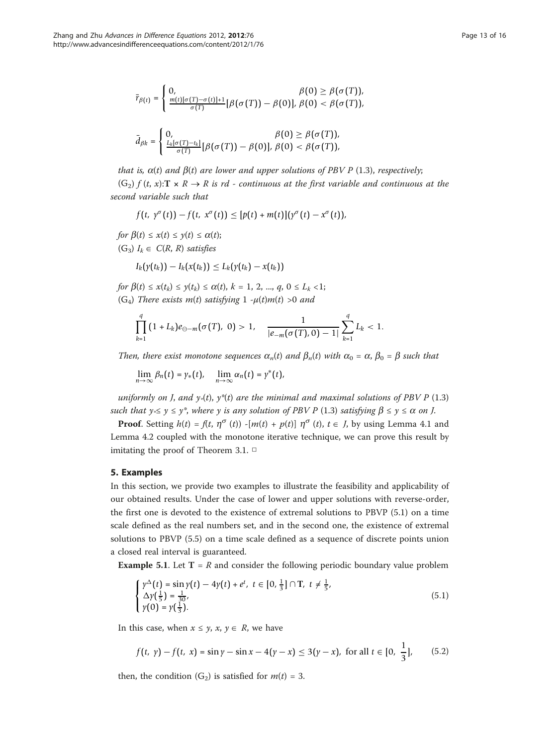$$\bar{r}_{\beta(t)} = \begin{cases} 0, & \beta(0) \geq \beta(\sigma(T)), \\ \frac{m(t)[\sigma(T)-\sigma(t)]+1}{\sigma(T)}[\beta(\sigma(T)) - \beta(0)], & \beta(0) < \beta(\sigma(T)), \end{cases}$$

$$\bar{d}_{\beta k} = \begin{cases} 0, & \beta(0) \geq \beta(\sigma(T)), \\ \frac{L_k[\sigma(T)-t_k]}{\sigma(T)}[\beta(\sigma(T)) - \beta(0)], & \beta(0) < \beta(\sigma(T)), \end{cases}$$

*that is, $\alpha(t)$ and $\beta(t)$ are lower and upper solutions of PBV P (1.3), respectively;*

($G_2$) *$f(t, x)$:$\mathbf{T} \times R \to R$ is rd - continuous at the first variable and continuous at the second variable such that*

$$f(t, y^\sigma(t)) - f(t, x^\sigma(t)) \leq [p(t) + m(t)](y^\sigma(t) - x^\sigma(t)),$$

*for $\beta(t) \leq x(t) \leq y(t) \leq \alpha(t)$;*

($G_3$) *$I_k \in C(R, R)$ satisfies*

$$I_k(y(t_k)) - I_k(x(t_k)) \leq L_k(y(t_k) - x(t_k))$$

*for $\beta(t) \leq x(t_k) \leq y(t_k) \leq \alpha(t)$, $k = 1, 2, ..., q$, $0 \leq L_k < 1$;*

($G_4$) *There exists $m(t)$ satisfying $1 - \mu(t)m(t) > 0$ and*

$$\prod_{k=1}^{q}(1 + L_k)e_{\ominus -m}(\sigma(T), 0) > 1, \quad \frac{1}{|e_{-m}(\sigma(T), 0) - 1|}\sum_{k=1}^{q} L_k < 1.$$

*Then, there exist monotone sequences $\alpha_n(t)$ and $\beta_n(t)$ with $\alpha_0 = \alpha$, $\beta_0 = \beta$ such that*

$$\lim_{n\to\infty} \beta_n(t) = y_*(t), \quad \lim_{n\to\infty} \alpha_n(t) = y^*(t),$$

*uniformly on J, and $y_*(t)$, $y^*(t)$ are the minimal and maximal solutions of PBV P (1.3) such that $y_* \leq y \leq y^*$, where y is any solution of PBV P (1.3) satisfying $\beta \leq y \leq \alpha$ on J.*

**Proof**. Setting $h(t) = f(t, \eta^\sigma(t)) - [m(t) + p(t)]\, \eta^\sigma(t)$, $t \in J$, by using Lemma 4.1 and Lemma 4.2 coupled with the monotone iterative technique, we can prove this result by imitating the proof of Theorem 3.1. □

## 5. Examples

In this section, we provide two examples to illustrate the feasibility and applicability of our obtained results. Under the case of lower and upper solutions with reverse-order, the first one is devoted to the existence of extremal solutions to PBVP (5.1) on a time scale defined as the real numbers set, and in the second one, the existence of extremal solutions to PBVP (5.5) on a time scale defined as a sequence of discrete points union a closed real interval is guaranteed.

**Example 5.1**. Let $\mathbf{T} = R$ and consider the following periodic boundary value problem

$$\begin{cases} y^\Delta(t) = \sin y(t) - 4y(t) + e^t, \ t \in [0, \frac{1}{3}] \cap \mathbf{T}, \ t \neq \frac{1}{5}, \\ \Delta y(\frac{1}{5}) = \frac{1}{30}, \\ y(0) = y(\frac{1}{3}). \end{cases} \tag{5.1}$$

In this case, when $x \leq y$, $x, y \in R$, we have

$$f(t, y) - f(t, x) = \sin y - \sin x - 4(y - x) \leq 3(y - x), \text{ for all } t \in [0, \frac{1}{3}], \tag{5.2}$$

then, the condition ($G_2$) is satisfied for $m(t) = 3$.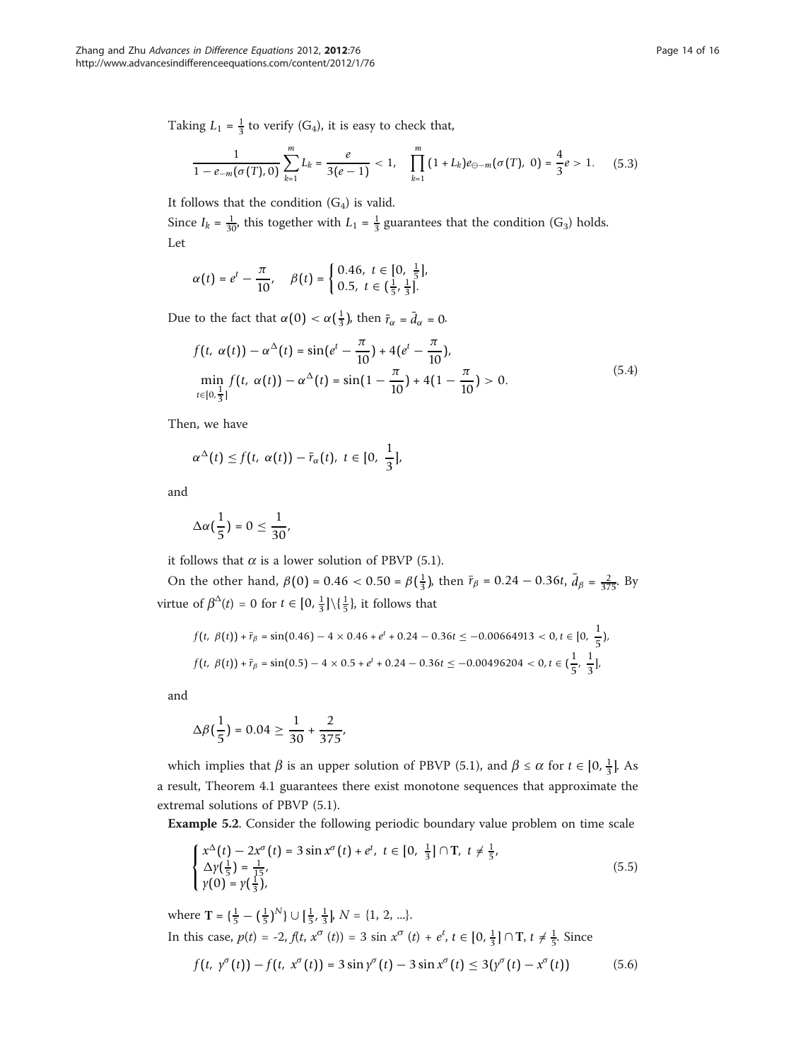Taking $L_1 = \frac{1}{3}$ to verify (G$_4$), it is easy to check that,

$$\frac{1}{1 - e_{-m}(\sigma(T), 0)} \sum_{k=1}^{m} L_k = \frac{e}{3(e-1)} < 1, \quad \prod_{k=1}^{m} (1 + L_k) e_{\ominus -m}(\sigma(T),\ 0) = \frac{4}{3} e > 1. \tag{5.3}$$

It follows that the condition (G$_4$) is valid.

Since $I_k = \frac{1}{30}$, this together with $L_1 = \frac{1}{3}$ guarantees that the condition (G$_3$) holds.

Let

$$\alpha(t) = e^t - \frac{\pi}{10}, \quad \beta(t) = \begin{cases} 0.46, \ t \in [0, \ \frac{1}{5}], \\ 0.5, \ t \in (\frac{1}{5}, \frac{1}{3}]. \end{cases}$$

Due to the fact that $\alpha(0) < \alpha(\frac{1}{3})$, then $\bar{r}_\alpha = \bar{d}_\alpha = 0$.

$$\begin{aligned} &f(t,\ \alpha(t)) - \alpha^\Delta(t) = \sin(e^t - \frac{\pi}{10}) + 4(e^t - \frac{\pi}{10}), \\ &\min_{t \in [0, \frac{1}{3}]} f(t,\ \alpha(t)) - \alpha^\Delta(t) = \sin(1 - \frac{\pi}{10}) + 4(1 - \frac{\pi}{10}) > 0. \end{aligned} \tag{5.4}$$

Then, we have

$$\alpha^\Delta(t) \le f(t,\ \alpha(t)) - \bar{r}_\alpha(t), \ t \in [0,\ \frac{1}{3}],$$

and

$$\Delta\alpha(\frac{1}{5}) = 0 \le \frac{1}{30},$$

it follows that $\alpha$ is a lower solution of PBVP (5.1).

On the other hand, $\beta(0) = 0.46 < 0.50 = \beta(\frac{1}{3})$, then $\bar{r}_\beta = 0.24 - 0.36t$, $\bar{d}_\beta = \frac{2}{375}$. By virtue of $\beta^\Delta(t) = 0$ for $t \in [0, \frac{1}{3}] \backslash \{\frac{1}{5}\}$, it follows that

$$f(t,\ \beta(t)) + \bar{r}_\beta = \sin(0.46) - 4 \times 0.46 + e^t + 0.24 - 0.36t \le -0.00664913 < 0, t \in [0,\ \frac{1}{5}),$$

$$f(t,\ \beta(t)) + \bar{r}_\beta = \sin(0.5) - 4 \times 0.5 + e^t + 0.24 - 0.36t \le -0.00496204 < 0, t \in (\frac{1}{5},\ \frac{1}{3}],$$

and

$$\Delta\beta(\frac{1}{5}) = 0.04 \ge \frac{1}{30} + \frac{2}{375},$$

which implies that $\beta$ is an upper solution of PBVP (5.1), and $\beta \le \alpha$ for $t \in [0, \frac{1}{3}]$. As a result, Theorem 4.1 guarantees there exist monotone sequences that approximate the extremal solutions of PBVP (5.1).

**Example 5.2**. Consider the following periodic boundary value problem on time scale

$$\begin{cases} x^\Delta(t) - 2x^\sigma(t) = 3\sin x^\sigma(t) + e^t, \ t \in [0, \ \frac{1}{3}] \cap \mathbf{T}, \ t \ne \frac{1}{5}, \\ \Delta y(\frac{1}{5}) = \frac{1}{15}, \\ y(0) = y(\frac{1}{3}), \end{cases} \tag{5.5}$$

where $\mathbf{T} = \{\frac{1}{5} - (\frac{1}{5})^N\} \cup [\frac{1}{5}, \frac{1}{3}]$, $N = \{1, 2, ...\}$.

In this case, $p(t) = -2$, $f(t, x^\sigma(t)) = 3 \sin x^\sigma(t) + e^t$, $t \in [0, \frac{1}{3}] \cap \mathbf{T}$, $t \ne \frac{1}{5}$. Since

$$f(t,\ y^\sigma(t)) - f(t,\ x^\sigma(t)) = 3\sin y^\sigma(t) - 3\sin x^\sigma(t) \le 3(y^\sigma(t) - x^\sigma(t)) \tag{5.6}$$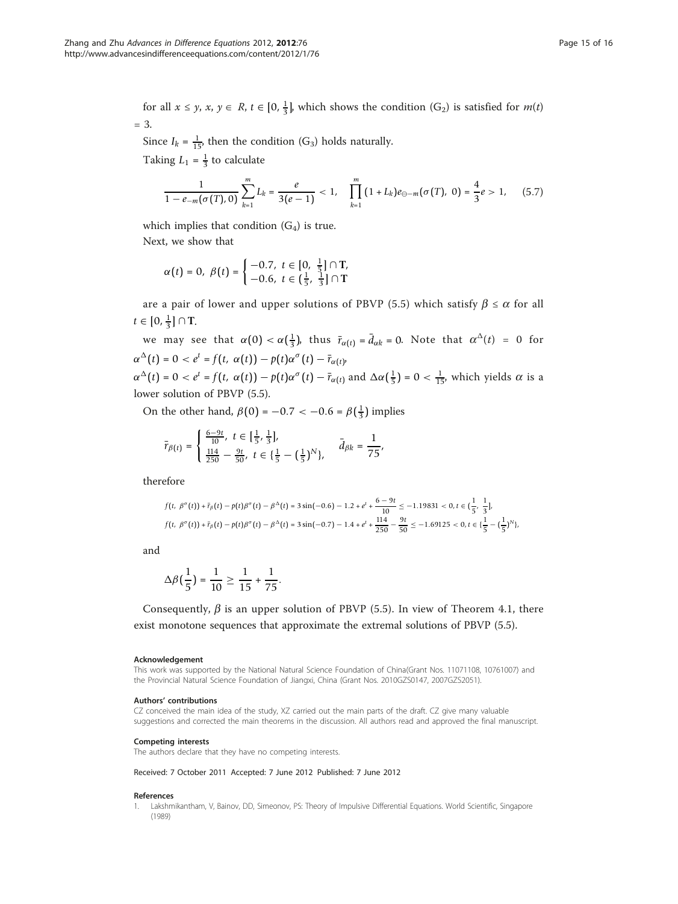for all $x \le y$, $x, y \in R$, $t \in [0, \frac{1}{3}]$, which shows the condition ($G_2$) is satisfied for $m(t) = 3$.

Since $I_k = \frac{1}{15}$, then the condition ($G_3$) holds naturally.

Taking $L_1 = \frac{1}{3}$ to calculate

$$\frac{1}{1 - e_{-m}(\sigma(T), 0)} \sum_{k=1}^{m} L_k = \frac{e}{3(e-1)} < 1, \quad \prod_{k=1}^{m} (1 + L_k) e_{\ominus -m}(\sigma(T), 0) = \frac{4}{3} e > 1, \tag{5.7}$$

which implies that condition ($G_4$) is true.

Next, we show that

$$\alpha(t) = 0, \ \beta(t) = \begin{cases} -0.7, \ t \in [0, \frac{1}{5}] \cap \mathbf{T}, \\ -0.6, \ t \in (\frac{1}{5}, \frac{1}{3}] \cap \mathbf{T} \end{cases}$$

are a pair of lower and upper solutions of PBVP (5.5) which satisfy $\beta \le \alpha$ for all $t \in [0, \frac{1}{3}] \cap \mathbf{T}$.

we may see that $\alpha(0) < \alpha(\frac{1}{3})$, thus $\bar{r}_{\alpha(t)} = \bar{d}_{\alpha k} = 0$. Note that $\alpha^{\Delta}(t) = 0$ for $\alpha^{\Delta}(t) = 0 < e^t = f(t, \alpha(t)) - p(t)\alpha^{\sigma}(t) - \bar{r}_{\alpha(t)}$,
$\alpha^{\Delta}(t) = 0 < e^t = f(t, \alpha(t)) - p(t)\alpha^{\sigma}(t) - \bar{r}_{\alpha(t)}$ and $\Delta\alpha(\frac{1}{5}) = 0 < \frac{1}{15}$, which yields $\alpha$ is a lower solution of PBVP (5.5).

On the other hand, $\beta(0) = -0.7 < -0.6 = \beta(\frac{1}{3})$ implies

$$\bar{r}_{\beta(t)} = \begin{cases} \frac{6-9t}{10}, \ t \in [\frac{1}{5}, \frac{1}{3}], \\ \frac{114}{250} - \frac{9t}{50}, \ t \in \{\frac{1}{5} - (\frac{1}{5})^N\}, \end{cases} \qquad \bar{d}_{\beta k} = \frac{1}{75},$$

therefore

$$f(t, \beta^{\sigma}(t)) + \bar{r}_{\beta}(t) - p(t)\beta^{\sigma}(t) - \beta^{\Delta}(t) = 3\sin(-0.6) - 1.2 + e^t + \frac{6-9t}{10} \le -1.19831 < 0, t \in (\frac{1}{5}, \frac{1}{3}],$$
$$f(t, \beta^{\sigma}(t)) + \bar{r}_{\beta}(t) - p(t)\beta^{\sigma}(t) - \beta^{\Delta}(t) = 3\sin(-0.7) - 1.4 + e^t + \frac{114}{250} - \frac{9t}{50} \le -1.69125 < 0, t \in \{\frac{1}{5} - (\frac{1}{5})^N\},$$

and

$$\Delta\beta(\frac{1}{5}) = \frac{1}{10} \ge \frac{1}{15} + \frac{1}{75}.$$

Consequently, $\beta$ is an upper solution of PBVP (5.5). In view of Theorem 4.1, there exist monotone sequences that approximate the extremal solutions of PBVP (5.5).

#### Acknowledgement

This work was supported by the National Natural Science Foundation of China(Grant Nos. 11071108, 10761007) and the Provincial Natural Science Foundation of Jiangxi, China (Grant Nos. 2010GZS0147, 2007GZS2051).

#### Authors' contributions

CZ conceived the main idea of the study, XZ carried out the main parts of the draft. CZ give many valuable suggestions and corrected the main theorems in the discussion. All authors read and approved the final manuscript.

#### Competing interests

The authors declare that they have no competing interests.

Received: 7 October 2011 Accepted: 7 June 2012 Published: 7 June 2012

#### References

1. Lakshmikantham, V, Bainov, DD, Simeonov, PS: Theory of Impulsive Differential Equations. World Scientific, Singapore (1989)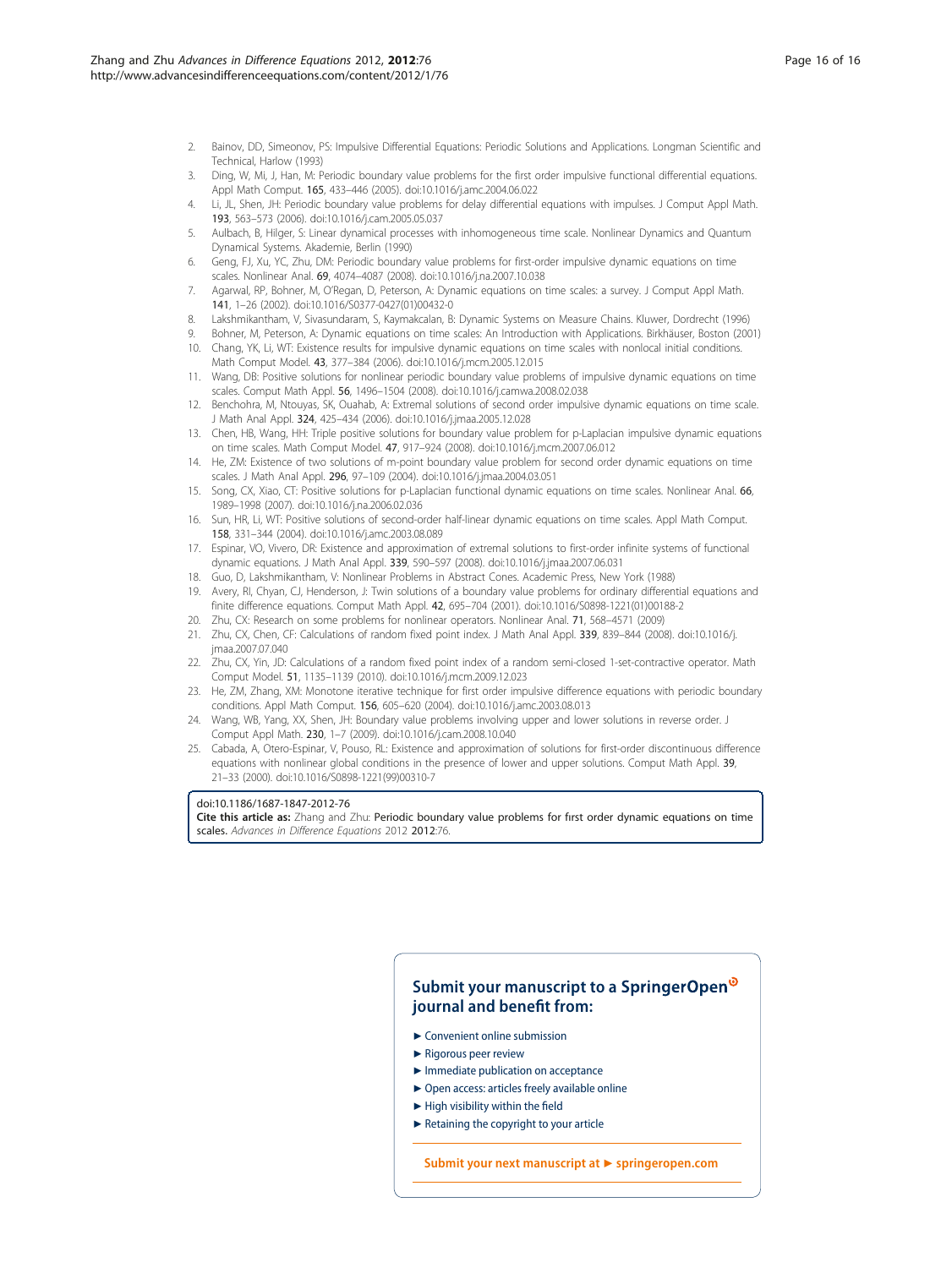2. Bainov, DD, Simeonov, PS: Impulsive Differential Equations: Periodic Solutions and Applications. Longman Scientific and Technical, Harlow (1993)
3. Ding, W, Mi, J, Han, M: Periodic boundary value problems for the first order impulsive functional differential equations. Appl Math Comput. **165**, 433–446 (2005). doi:10.1016/j.amc.2004.06.022
4. Li, JL, Shen, JH: Periodic boundary value problems for delay differential equations with impulses. J Comput Appl Math. **193**, 563–573 (2006). doi:10.1016/j.cam.2005.05.037
5. Aulbach, B, Hilger, S: Linear dynamical processes with inhomogeneous time scale. Nonlinear Dynamics and Quantum Dynamical Systems. Akademie, Berlin (1990)
6. Geng, FJ, Xu, YC, Zhu, DM: Periodic boundary value problems for first-order impulsive dynamic equations on time scales. Nonlinear Anal. **69**, 4074–4087 (2008). doi:10.1016/j.na.2007.10.038
7. Agarwal, RP, Bohner, M, O'Regan, D, Peterson, A: Dynamic equations on time scales: a survey. J Comput Appl Math. **141**, 1–26 (2002). doi:10.1016/S0377-0427(01)00432-0
8. Lakshmikantham, V, Sivasundaram, S, Kaymakcalan, B: Dynamic Systems on Measure Chains. Kluwer, Dordrecht (1996)
9. Bohner, M, Peterson, A: Dynamic equations on time scales: An Introduction with Applications. Birkhäuser, Boston (2001)
10. Chang, YK, Li, WT: Existence results for impulsive dynamic equations on time scales with nonlocal initial conditions. Math Comput Model. **43**, 377–384 (2006). doi:10.1016/j.mcm.2005.12.015
11. Wang, DB: Positive solutions for nonlinear periodic boundary value problems of impulsive dynamic equations on time scales. Comput Math Appl. **56**, 1496–1504 (2008). doi:10.1016/j.camwa.2008.02.038
12. Benchohra, M, Ntouyas, SK, Ouahab, A: Extremal solutions of second order impulsive dynamic equations on time scale. J Math Anal Appl. **324**, 425–434 (2006). doi:10.1016/j.jmaa.2005.12.028
13. Chen, HB, Wang, HH: Triple positive solutions for boundary value problem for p-Laplacian impulsive dynamic equations on time scales. Math Comput Model. **47**, 917–924 (2008). doi:10.1016/j.mcm.2007.06.012
14. He, ZM: Existence of two solutions of m-point boundary value problem for second order dynamic equations on time scales. J Math Anal Appl. **296**, 97–109 (2004). doi:10.1016/j.jmaa.2004.03.051
15. Song, CX, Xiao, CT: Positive solutions for p-Laplacian functional dynamic equations on time scales. Nonlinear Anal. **66**, 1989–1998 (2007). doi:10.1016/j.na.2006.02.036
16. Sun, HR, Li, WT: Positive solutions of second-order half-linear dynamic equations on time scales. Appl Math Comput. **158**, 331–344 (2004). doi:10.1016/j.amc.2003.08.089
17. Espinar, VO, Vivero, DR: Existence and approximation of extremal solutions to first-order infinite systems of functional dynamic equations. J Math Anal Appl. **339**, 590–597 (2008). doi:10.1016/j.jmaa.2007.06.031
18. Guo, D, Lakshmikantham, V: Nonlinear Problems in Abstract Cones. Academic Press, New York (1988)
19. Avery, RI, Chyan, CJ, Henderson, J: Twin solutions of a boundary value problems for ordinary differential equations and finite difference equations. Comput Math Appl. **42**, 695–704 (2001). doi:10.1016/S0898-1221(01)00188-2
20. Zhu, CX: Research on some problems for nonlinear operators. Nonlinear Anal. **71**, 568–4571 (2009)
21. Zhu, CX, Chen, CF: Calculations of random fixed point index. J Math Anal Appl. **339**, 839–844 (2008). doi:10.1016/j.jmaa.2007.07.040
22. Zhu, CX, Yin, JD: Calculations of a random fixed point index of a random semi-closed 1-set-contractive operator. Math Comput Model. **51**, 1135–1139 (2010). doi:10.1016/j.mcm.2009.12.023
23. He, ZM, Zhang, XM: Monotone iterative technique for first order impulsive difference equations with periodic boundary conditions. Appl Math Comput. **156**, 605–620 (2004). doi:10.1016/j.amc.2003.08.013
24. Wang, WB, Yang, XX, Shen, JH: Boundary value problems involving upper and lower solutions in reverse order. J Comput Appl Math. **230**, 1–7 (2009). doi:10.1016/j.cam.2008.10.040
25. Cabada, A, Otero-Espinar, V, Pouso, RL: Existence and approximation of solutions for first-order discontinuous difference equations with nonlinear global conditions in the presence of lower and upper solutions. Comput Math Appl. **39**, 21–33 (2000). doi:10.1016/S0898-1221(99)00310-7

doi:10.1186/1687-1847-2012-76

**Cite this article as:** Zhang and Zhu: Periodic boundary value problems for first order dynamic equations on time scales. *Advances in Difference Equations* 2012 **2012**:76.

**Submit your manuscript to a SpringerOpen journal and benefit from:**

- ► Convenient online submission
- ► Rigorous peer review
- ► Immediate publication on acceptance
- ► Open access: articles freely available online
- ► High visibility within the field
- ► Retaining the copyright to your article

**Submit your next manuscript at ► springeropen.com**